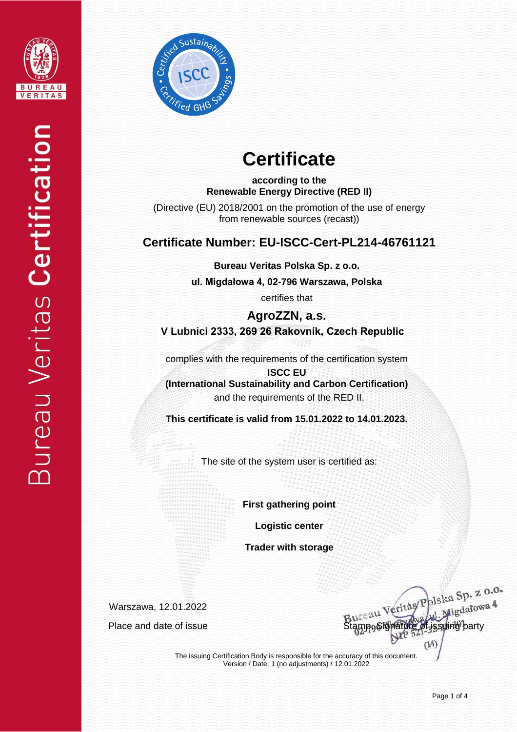# Certificate

**according to the**
**Renewable Energy Directive (RED II)**

(Directive (EU) 2018/2001 on the promotion of the use of energy from renewable sources (recast))

## Certificate Number: EU-ISCC-Cert-PL214-46761121

**Bureau Veritas Polska Sp. z o.o.**

**ul. Migdałowa 4, 02-796 Warszawa, Polska**

certifies that

## AgroZZN, a.s.

**V Lubnici 2333, 269 26 Rakovník, Czech Republic**

complies with the requirements of the certification system

**ISCC EU**
**(International Sustainability and Carbon Certification)**
and the requirements of the RED II.

**This certificate is valid from 15.01.2022 to 14.01.2023.**

The site of the system user is certified as:

**First gathering point**

**Logistic center**

**Trader with storage**

Warszawa, 12.01.2022

Place and date of issue

Stamp, Signature of issuing party

The issuing Certification Body is responsible for the accuracy of this document.
Version / Date: 1 (no adjustments) / 12.01.2022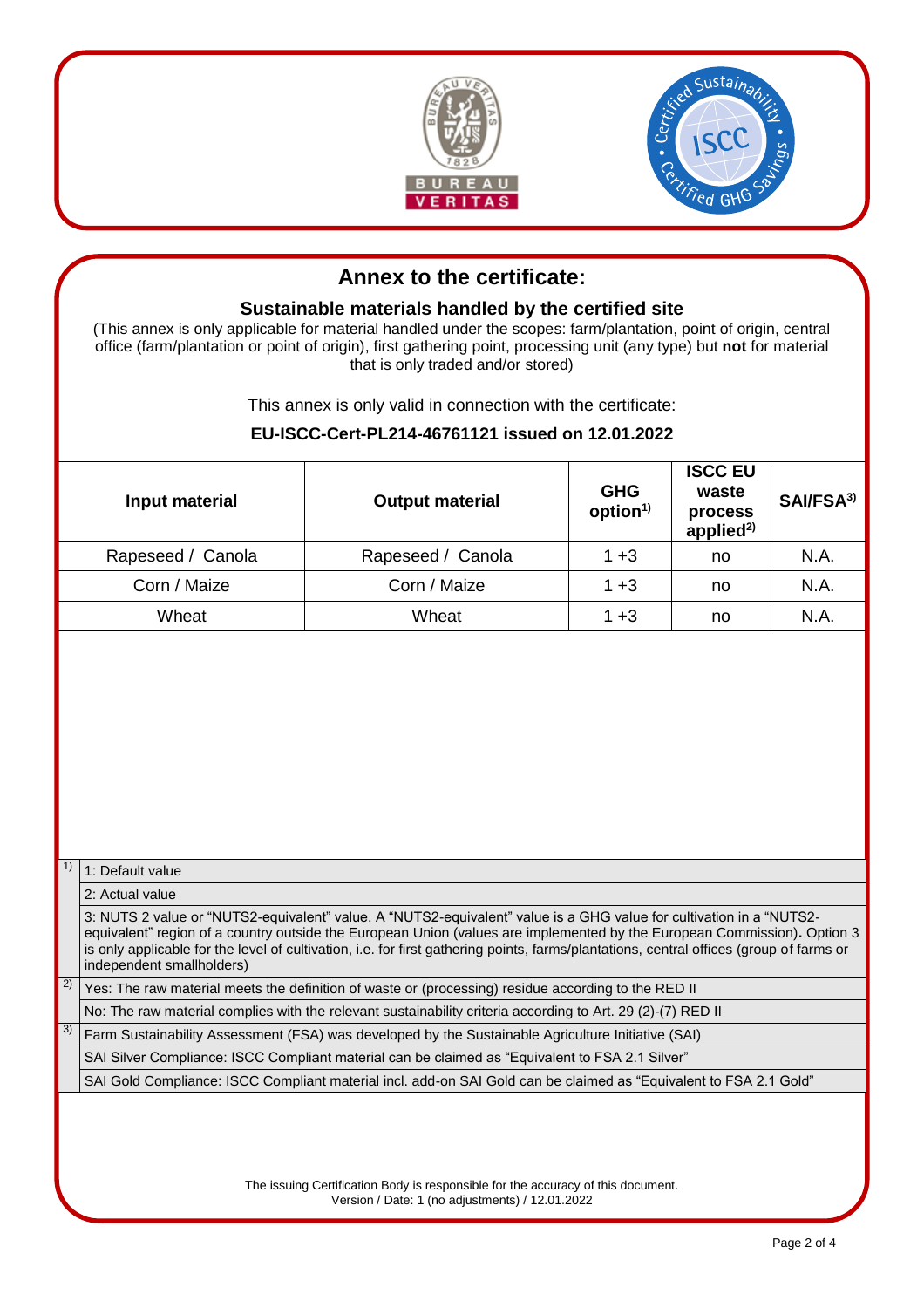# Annex to the certificate:

## Sustainable materials handled by the certified site

(This annex is only applicable for material handled under the scopes: farm/plantation, point of origin, central office (farm/plantation or point of origin), first gathering point, processing unit (any type) but **not** for material that is only traded and/or stored)

This annex is only valid in connection with the certificate:

**EU-ISCC-Cert-PL214-46761121 issued on 12.01.2022**

| Input material | Output material | GHG option[1] | ISCC EU waste process applied[2] | SAI/FSA[3] |
|---|---|---|---|---|
| Rapeseed / Canola | Rapeseed / Canola | 1 +3 | no | N.A. |
| Corn / Maize | Corn / Maize | 1 +3 | no | N.A. |
| Wheat | Wheat | 1 +3 | no | N.A. |

| | |
|---|---|
| 1) | 1: Default value |
| | 2: Actual value |
| | 3: NUTS 2 value or "NUTS2-equivalent" value. A "NUTS2-equivalent" value is a GHG value for cultivation in a "NUTS2-equivalent" region of a country outside the European Union (values are implemented by the European Commission). Option 3 is only applicable for the level of cultivation, i.e. for first gathering points, farms/plantations, central offices (group of farms or independent smallholders) |
| 2) | Yes: The raw material meets the definition of waste or (processing) residue according to the RED II |
| | No: The raw material complies with the relevant sustainability criteria according to Art. 29 (2)-(7) RED II |
| 3) | Farm Sustainability Assessment (FSA) was developed by the Sustainable Agriculture Initiative (SAI) |
| | SAI Silver Compliance: ISCC Compliant material can be claimed as "Equivalent to FSA 2.1 Silver" |
| | SAI Gold Compliance: ISCC Compliant material incl. add-on SAI Gold can be claimed as "Equivalent to FSA 2.1 Gold" |

The issuing Certification Body is responsible for the accuracy of this document.
Version / Date: 1 (no adjustments) / 12.01.2022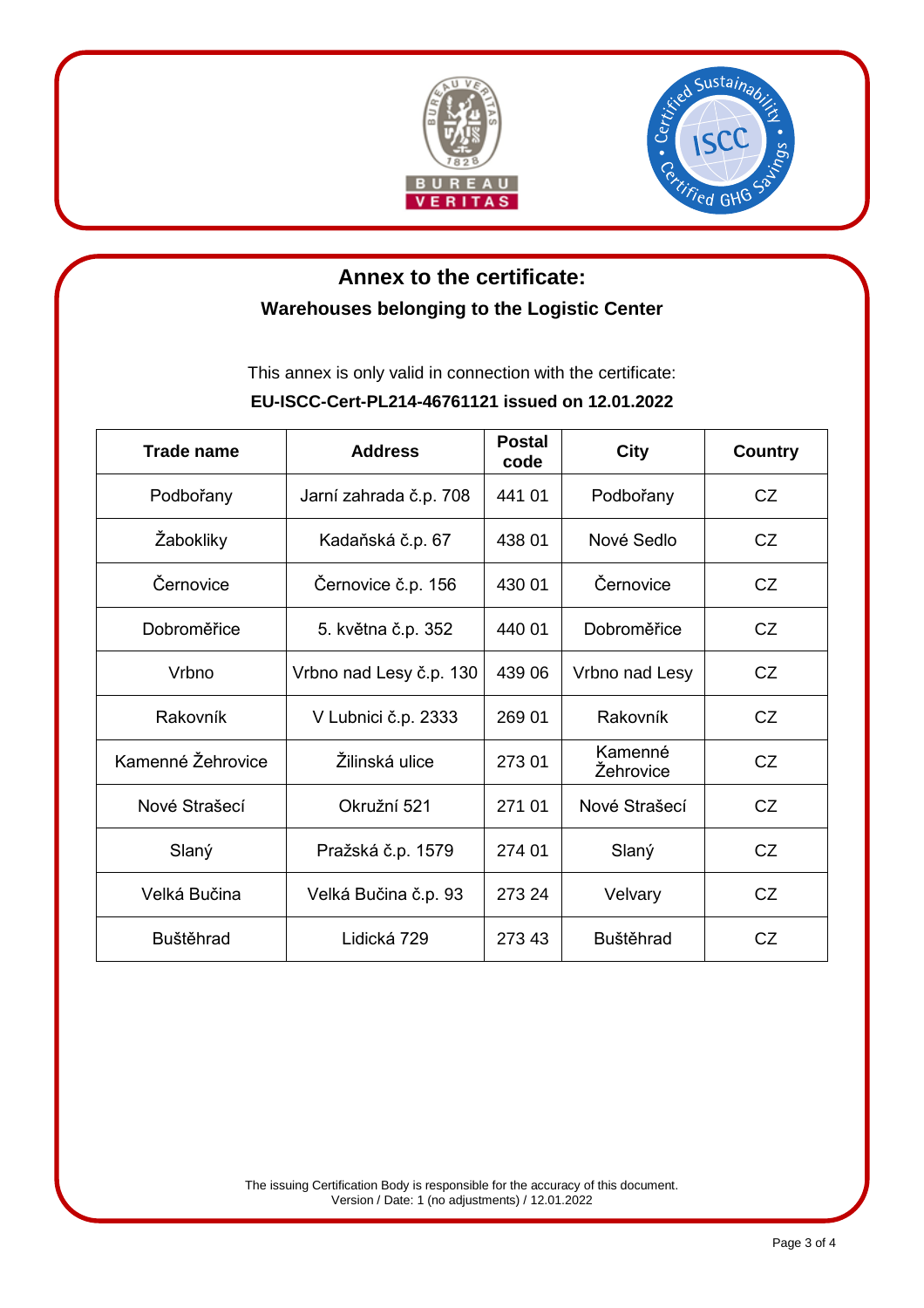# Annex to the certificate:

## Warehouses belonging to the Logistic Center

This annex is only valid in connection with the certificate:

**EU-ISCC-Cert-PL214-46761121 issued on 12.01.2022**

| Trade name | Address | Postal code | City | Country |
|---|---|---|---|---|
| Podbořany | Jarní zahrada č.p. 708 | 441 01 | Podbořany | CZ |
| Žabokliky | Kadaňská č.p. 67 | 438 01 | Nové Sedlo | CZ |
| Černovice | Černovice č.p. 156 | 430 01 | Černovice | CZ |
| Dobroměřice | 5. května č.p. 352 | 440 01 | Dobroměřice | CZ |
| Vrbno | Vrbno nad Lesy č.p. 130 | 439 06 | Vrbno nad Lesy | CZ |
| Rakovník | V Lubnici č.p. 2333 | 269 01 | Rakovník | CZ |
| Kamenné Žehrovice | Žilinská ulice | 273 01 | Kamenné Žehrovice | CZ |
| Nové Strašecí | Okružní 521 | 271 01 | Nové Strašecí | CZ |
| Slaný | Pražská č.p. 1579 | 274 01 | Slaný | CZ |
| Velká Bučina | Velká Bučina č.p. 93 | 273 24 | Velvary | CZ |
| Buštěhrad | Lidická 729 | 273 43 | Buštěhrad | CZ |

The issuing Certification Body is responsible for the accuracy of this document.
Version / Date: 1 (no adjustments) / 12.01.2022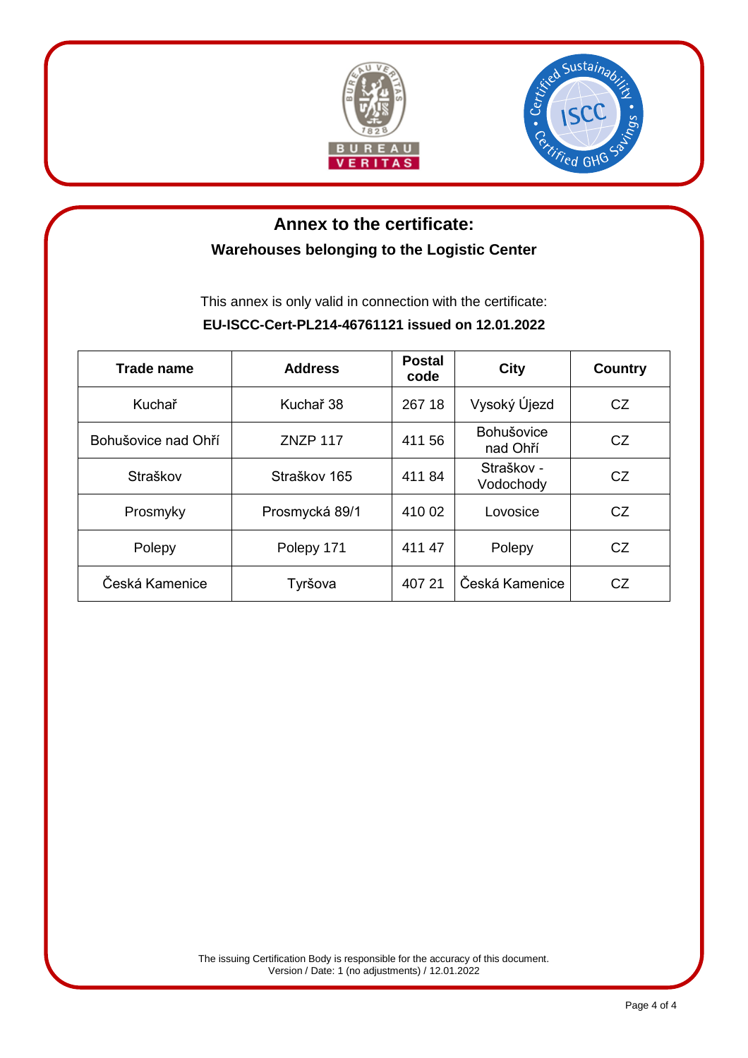# Annex to the certificate:

## Warehouses belonging to the Logistic Center

This annex is only valid in connection with the certificate:

**EU-ISCC-Cert-PL214-46761121 issued on 12.01.2022**

| Trade name | Address | Postal code | City | Country |
|---|---|---|---|---|
| Kuchař | Kuchař 38 | 267 18 | Vysoký Újezd | CZ |
| Bohušovice nad Ohří | ZNZP 117 | 411 56 | Bohušovice nad Ohří | CZ |
| Straškov | Straškov 165 | 411 84 | Straškov - Vodochody | CZ |
| Prosmyky | Prosmycká 89/1 | 410 02 | Lovosice | CZ |
| Polepy | Polepy 171 | 411 47 | Polepy | CZ |
| Česká Kamenice | Tyršova | 407 21 | Česká Kamenice | CZ |

The issuing Certification Body is responsible for the accuracy of this document.
Version / Date: 1 (no adjustments) / 12.01.2022